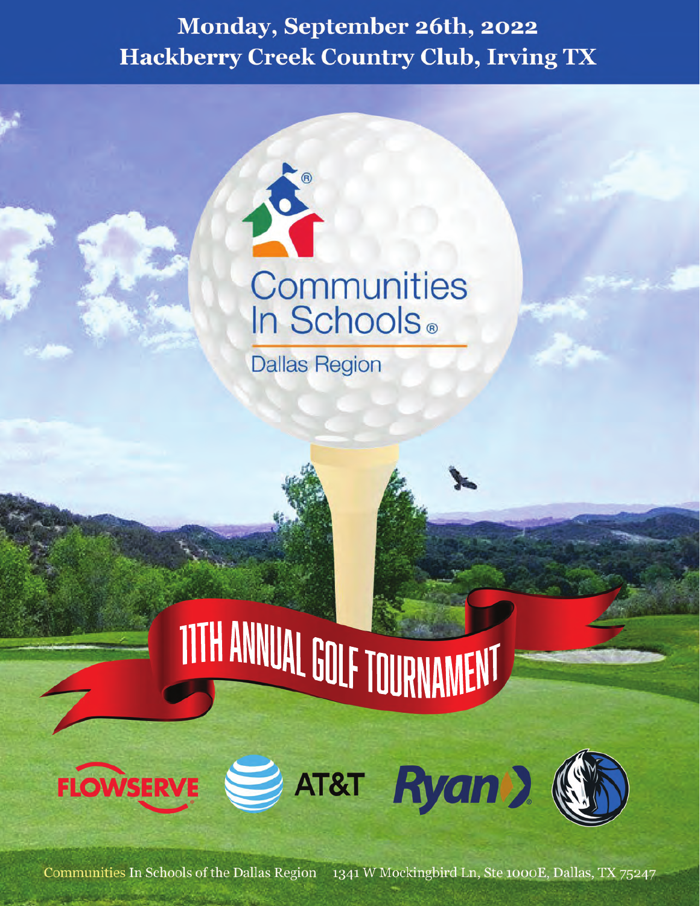# Monday, September 26th, 2022
# Hackberry Creek Country Club, Irving TX

Communities In Schools®

Dallas Region

## 11TH ANNUAL GOLF TOURNAMENT

FLOWSERVE AT&T Ryan

Communities In Schools of the Dallas Region 1341 W Mockingbird Ln, Ste 1000E, Dallas, TX 75247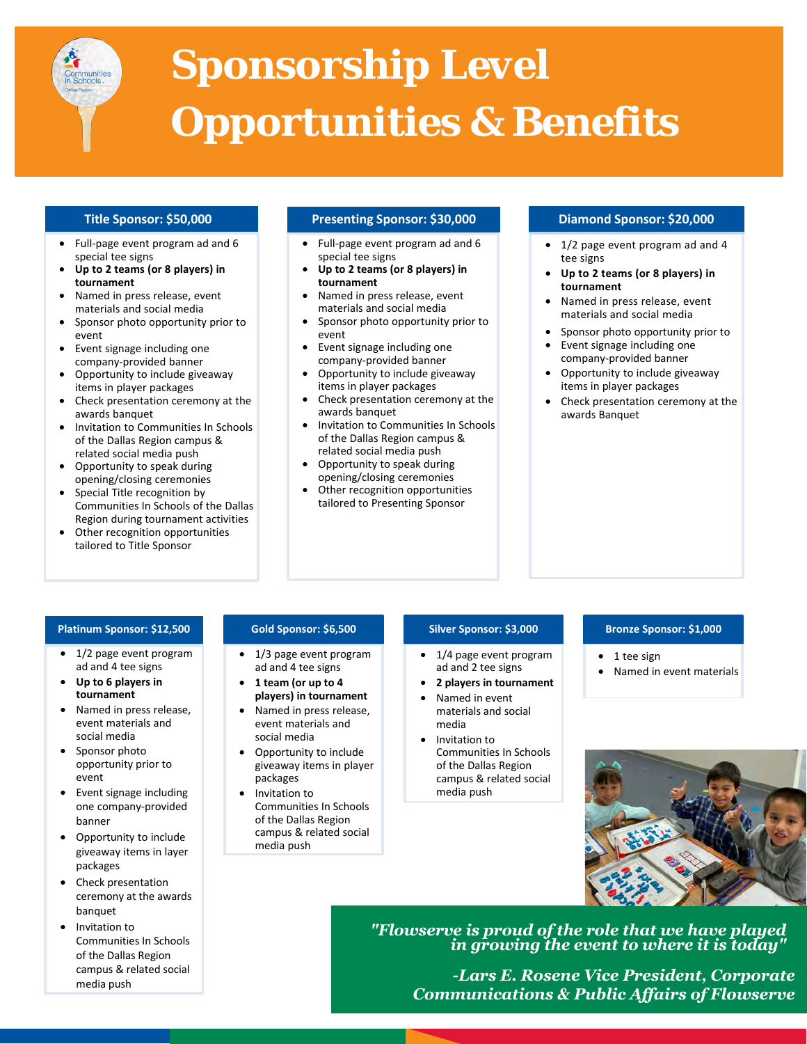# Sponsorship Level Opportunities & Benefits

## Title Sponsor: $50,000

- Full-page event program ad and 6 special tee signs
- **Up to 2 teams (or 8 players) in tournament**
- Named in press release, event materials and social media
- Sponsor photo opportunity prior to event
- Event signage including one company-provided banner
- Opportunity to include giveaway items in player packages
- Check presentation ceremony at the awards banquet
- Invitation to Communities In Schools of the Dallas Region campus & related social media push
- Opportunity to speak during opening/closing ceremonies
- Special Title recognition by Communities In Schools of the Dallas Region during tournament activities
- Other recognition opportunities tailored to Title Sponsor

## Presenting Sponsor: $30,000

- Full-page event program ad and 6 special tee signs
- **Up to 2 teams (or 8 players) in tournament**
- Named in press release, event materials and social media
- Sponsor photo opportunity prior to event
- Event signage including one company-provided banner
- Opportunity to include giveaway items in player packages
- Check presentation ceremony at the awards banquet
- Invitation to Communities In Schools of the Dallas Region campus & related social media push
- Opportunity to speak during opening/closing ceremonies
- Other recognition opportunities tailored to Presenting Sponsor

## Diamond Sponsor: $20,000

- 1/2 page event program ad and 4 tee signs
- **Up to 2 teams (or 8 players) in tournament**
- Named in press release, event materials and social media
- Sponsor photo opportunity prior to
- Event signage including one company-provided banner
- Opportunity to include giveaway items in player packages
- Check presentation ceremony at the awards Banquet

## Platinum Sponsor: $12,500

- 1/2 page event program ad and 4 tee signs
- **Up to 6 players in tournament**
- Named in press release, event materials and social media
- Sponsor photo opportunity prior to event
- Event signage including one company-provided banner
- Opportunity to include giveaway items in layer packages
- Check presentation ceremony at the awards banquet
- Invitation to Communities In Schools of the Dallas Region campus & related social media push

## Gold Sponsor: $6,500

- 1/3 page event program ad and 4 tee signs
- **1 team (or up to 4 players) in tournament**
- Named in press release, event materials and social media
- Opportunity to include giveaway items in player packages
- Invitation to Communities In Schools of the Dallas Region campus & related social media push

## Silver Sponsor: $3,000

- 1/4 page event program ad and 2 tee signs
- **2 players in tournament**
- Named in event materials and social media
- Invitation to Communities In Schools of the Dallas Region campus & related social media push

## Bronze Sponsor: $1,000

- 1 tee sign
- Named in event materials

*"Flowserve is proud of the role that we have played in growing the event to where it is today"*

*-Lars E. Rosene Vice President, Corporate Communications & Public Affairs of Flowserve*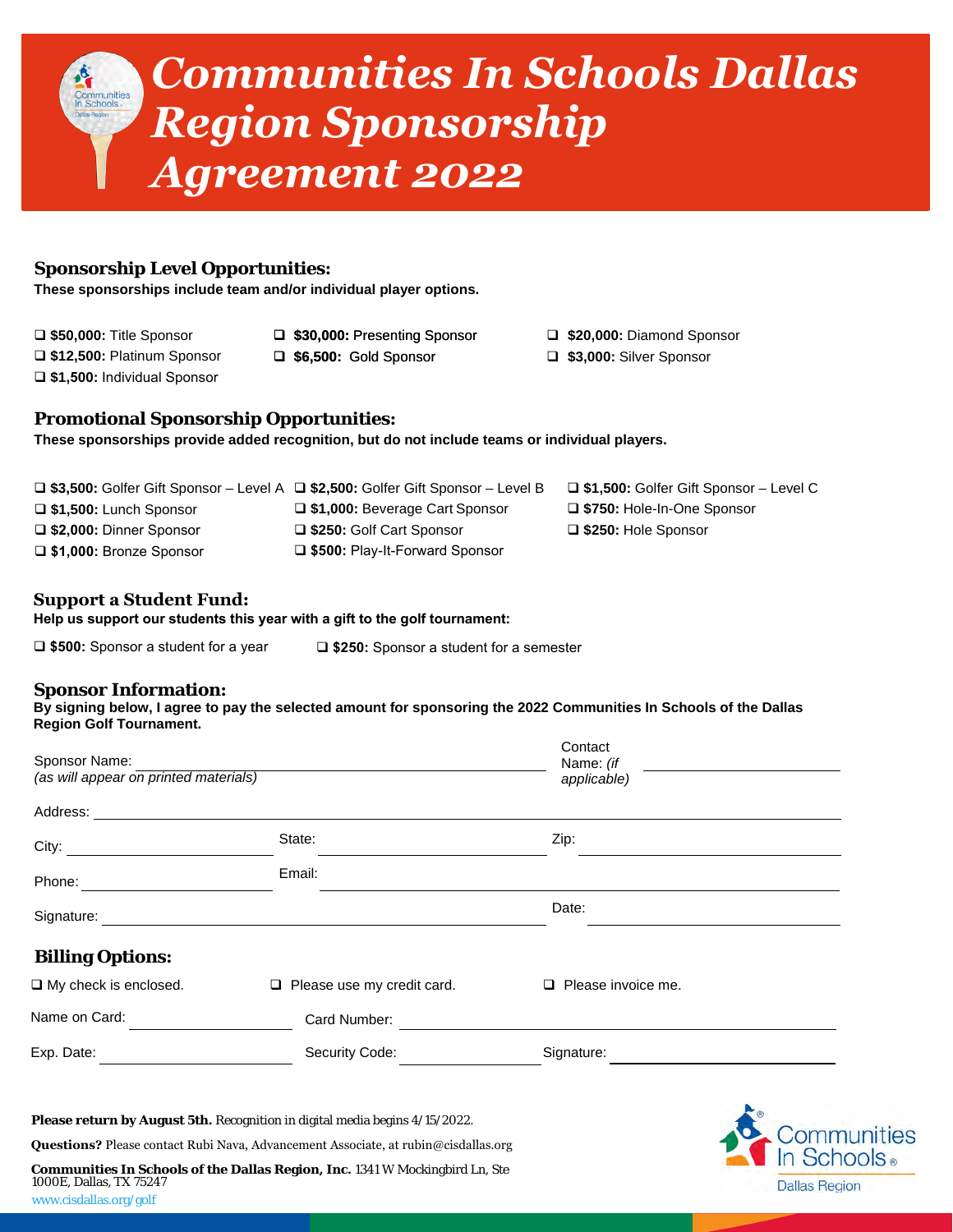# Communities In Schools Dallas Region Sponsorship Agreement 2022

## Sponsorship Level Opportunities:

**These sponsorships include team and/or individual player options.**

- ❑ **$50,000:** Title Sponsor
- ❑ **$30,000:** Presenting Sponsor
- ❑ **$20,000:** Diamond Sponsor
- ❑ **$12,500:** Platinum Sponsor
- ❑ **$6,500:** Gold Sponsor
- ❑ **$3,000:** Silver Sponsor
- ❑ **$1,500:** Individual Sponsor

## Promotional Sponsorship Opportunities:

**These sponsorships provide added recognition, but do not include teams or individual players.**

- ❑ **$3,500:** Golfer Gift Sponsor – Level A
- ❑ **$2,500:** Golfer Gift Sponsor – Level B
- ❑ **$1,500:** Golfer Gift Sponsor – Level C
- ❑ **$1,500:** Lunch Sponsor
- ❑ **$1,000:** Beverage Cart Sponsor
- ❑ **$750:** Hole-In-One Sponsor
- ❑ **$2,000:** Dinner Sponsor
- ❑ **$250:** Golf Cart Sponsor
- ❑ **$250:** Hole Sponsor
- ❑ **$1,000:** Bronze Sponsor
- ❑ **$500:** Play-It-Forward Sponsor

## Support a Student Fund:

**Help us support our students this year with a gift to the golf tournament:**

- ❑ **$500:** Sponsor a student for a year
- ❑ **$250:** Sponsor a student for a semester

## Sponsor Information:

**By signing below, I agree to pay the selected amount for sponsoring the 2022 Communities In Schools of the Dallas Region Golf Tournament.**

Sponsor Name: ______________________________ Contact Name: *(if applicable)* ______________________
*(as will appear on printed materials)*

Address: ____________________________________________________________

City: ____________________ State: ____________________ Zip: ____________________

Phone: ____________________ Email: ________________________________________

Signature: ________________________________________ Date: ____________________

## Billing Options:

- ❑ My check is enclosed.
- ❑ Please use my credit card.
- ❑ Please invoice me.

Name on Card: ____________________ Card Number: ________________________________

Exp. Date: ____________________ Security Code: ____________________ Signature: ____________________

**Please return by August 5th.** Recognition in digital media begins 4/15/2022.

**Questions?** Please contact Rubi Nava, Advancement Associate, at rubin@cisdallas.org

**Communities In Schools of the Dallas Region, Inc.** 1341 W Mockingbird Ln, Ste 1000E, Dallas, TX 75247

www.cisdallas.org/golf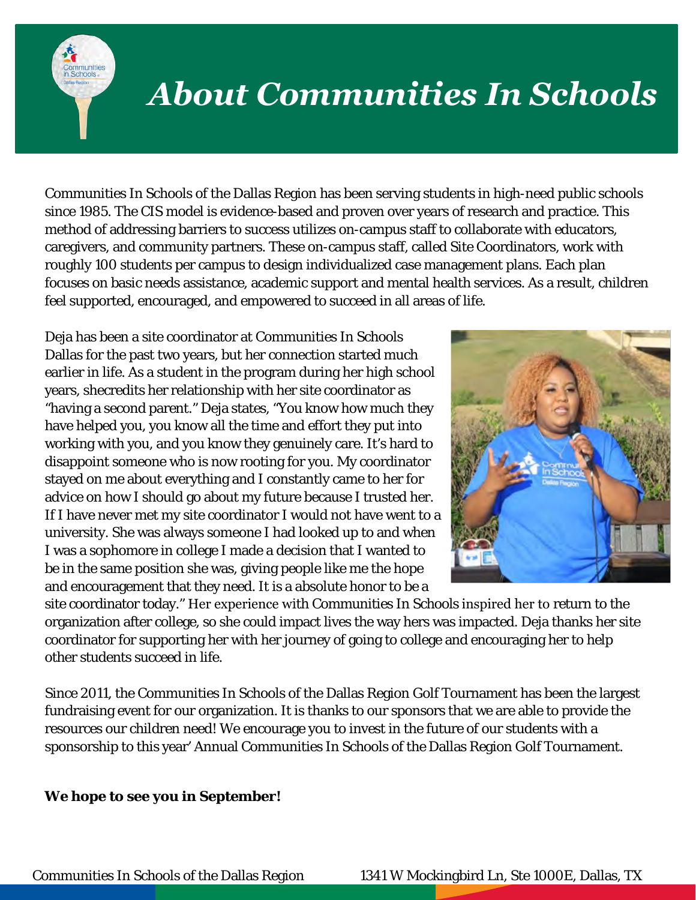# *About Communities In Schools*

Communities In Schools of the Dallas Region has been serving students in high-need public schools since 1985. The CIS model is evidence-based and proven over years of research and practice. This method of addressing barriers to success utilizes on-campus staff to collaborate with educators, caregivers, and community partners. These on-campus staff, called Site Coordinators, work with roughly 100 students per campus to design individualized case management plans. Each plan focuses on basic needs assistance, academic support and mental health services. As a result, children feel supported, encouraged, and empowered to succeed in all areas of life.

Deja has been a site coordinator at Communities In Schools Dallas for the past two years, but her connection started much earlier in life. As a student in the program during her high school years, shecredits her relationship with her site coordinator as "having a second parent." Deja states, "You know how much they have helped you, you know all the time and effort they put into working with you, and you know they genuinely care. It's hard to disappoint someone who is now rooting for you. My coordinator stayed on me about everything and I constantly came to her for advice on how I should go about my future because I trusted her. If I have never met my site coordinator I would not have went to a university. She was always someone I had looked up to and when I was a sophomore in college I made a decision that I wanted to be in the same position she was, giving people like me the hope and encouragement that they need. It is a absolute honor to be a site coordinator today." Her experience with Communities In Schools inspired her to return to the organization after college, so she could impact lives the way hers was impacted. Deja thanks her site coordinator for supporting her with her journey of going to college and encouraging her to help other students succeed in life.

Since 2011, the Communities In Schools of the Dallas Region Golf Tournament has been the largest fundraising event for our organization. It is thanks to our sponsors that we are able to provide the resources our children need! We encourage you to invest in the future of our students with a sponsorship to this year' Annual Communities In Schools of the Dallas Region Golf Tournament.

**We hope to see you in September!**

Communities In Schools of the Dallas Region    1341 W Mockingbird Ln, Ste 1000E, Dallas, TX